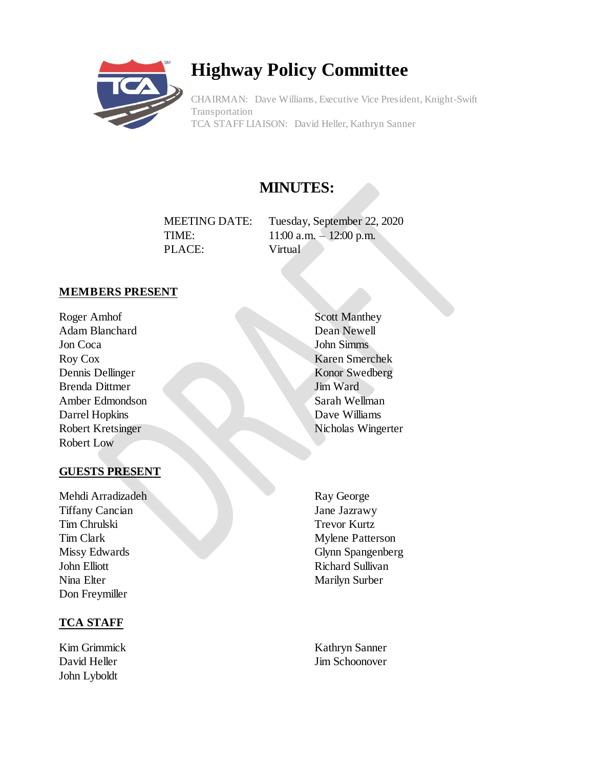# Highway Policy Committee

CHAIRMAN: Dave Williams, Executive Vice President, Knight-Swift Transportation
TCA STAFF LIAISON: David Heller, Kathryn Sanner

## MINUTES:

MEETING DATE: Tuesday, September 22, 2020
TIME: 11:00 a.m. – 12:00 p.m.
PLACE: Virtual

**MEMBERS PRESENT**

Roger Amhof
Adam Blanchard
Jon Coca
Roy Cox
Dennis Dellinger
Brenda Dittmer
Amber Edmondson
Darrel Hopkins
Robert Kretsinger
Robert Low
Scott Manthey
Dean Newell
John Simms
Karen Smerchek
Konor Swedberg
Jim Ward
Sarah Wellman
Dave Williams
Nicholas Wingerter

**GUESTS PRESENT**

Mehdi Arradizadeh
Tiffany Cancian
Tim Chrulski
Tim Clark
Missy Edwards
John Elliott
Nina Elter
Don Freymiller
Ray George
Jane Jazrawy
Trevor Kurtz
Mylene Patterson
Glynn Spangenberg
Richard Sullivan
Marilyn Surber

**TCA STAFF**

Kim Grimmick
David Heller
John Lyboldt
Kathryn Sanner
Jim Schoonover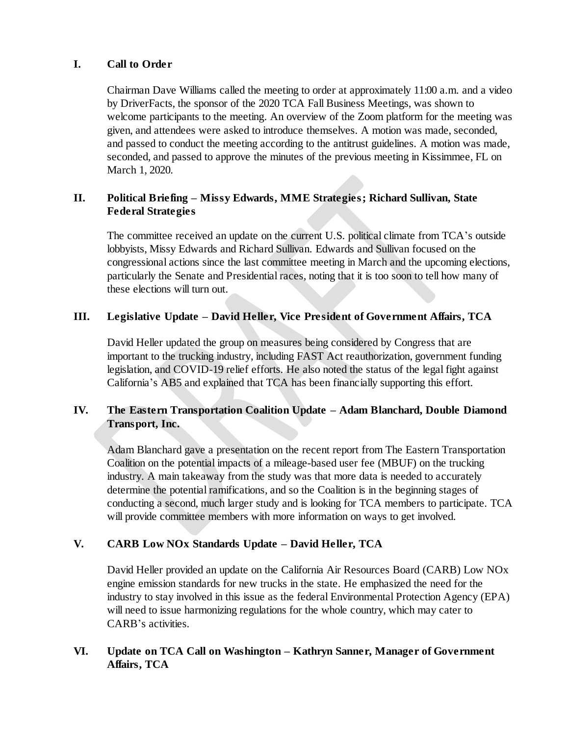## I. Call to Order

Chairman Dave Williams called the meeting to order at approximately 11:00 a.m. and a video by DriverFacts, the sponsor of the 2020 TCA Fall Business Meetings, was shown to welcome participants to the meeting. An overview of the Zoom platform for the meeting was given, and attendees were asked to introduce themselves. A motion was made, seconded, and passed to conduct the meeting according to the antitrust guidelines. A motion was made, seconded, and passed to approve the minutes of the previous meeting in Kissimmee, FL on March 1, 2020.

## II. Political Briefing – Missy Edwards, MME Strategies; Richard Sullivan, State Federal Strategies

The committee received an update on the current U.S. political climate from TCA's outside lobbyists, Missy Edwards and Richard Sullivan. Edwards and Sullivan focused on the congressional actions since the last committee meeting in March and the upcoming elections, particularly the Senate and Presidential races, noting that it is too soon to tell how many of these elections will turn out.

## III. Legislative Update – David Heller, Vice President of Government Affairs, TCA

David Heller updated the group on measures being considered by Congress that are important to the trucking industry, including FAST Act reauthorization, government funding legislation, and COVID-19 relief efforts. He also noted the status of the legal fight against California's AB5 and explained that TCA has been financially supporting this effort.

## IV. The Eastern Transportation Coalition Update – Adam Blanchard, Double Diamond Transport, Inc.

Adam Blanchard gave a presentation on the recent report from The Eastern Transportation Coalition on the potential impacts of a mileage-based user fee (MBUF) on the trucking industry. A main takeaway from the study was that more data is needed to accurately determine the potential ramifications, and so the Coalition is in the beginning stages of conducting a second, much larger study and is looking for TCA members to participate. TCA will provide committee members with more information on ways to get involved.

## V. CARB Low NOx Standards Update – David Heller, TCA

David Heller provided an update on the California Air Resources Board (CARB) Low NOx engine emission standards for new trucks in the state. He emphasized the need for the industry to stay involved in this issue as the federal Environmental Protection Agency (EPA) will need to issue harmonizing regulations for the whole country, which may cater to CARB's activities.

## VI. Update on TCA Call on Washington – Kathryn Sanner, Manager of Government Affairs, TCA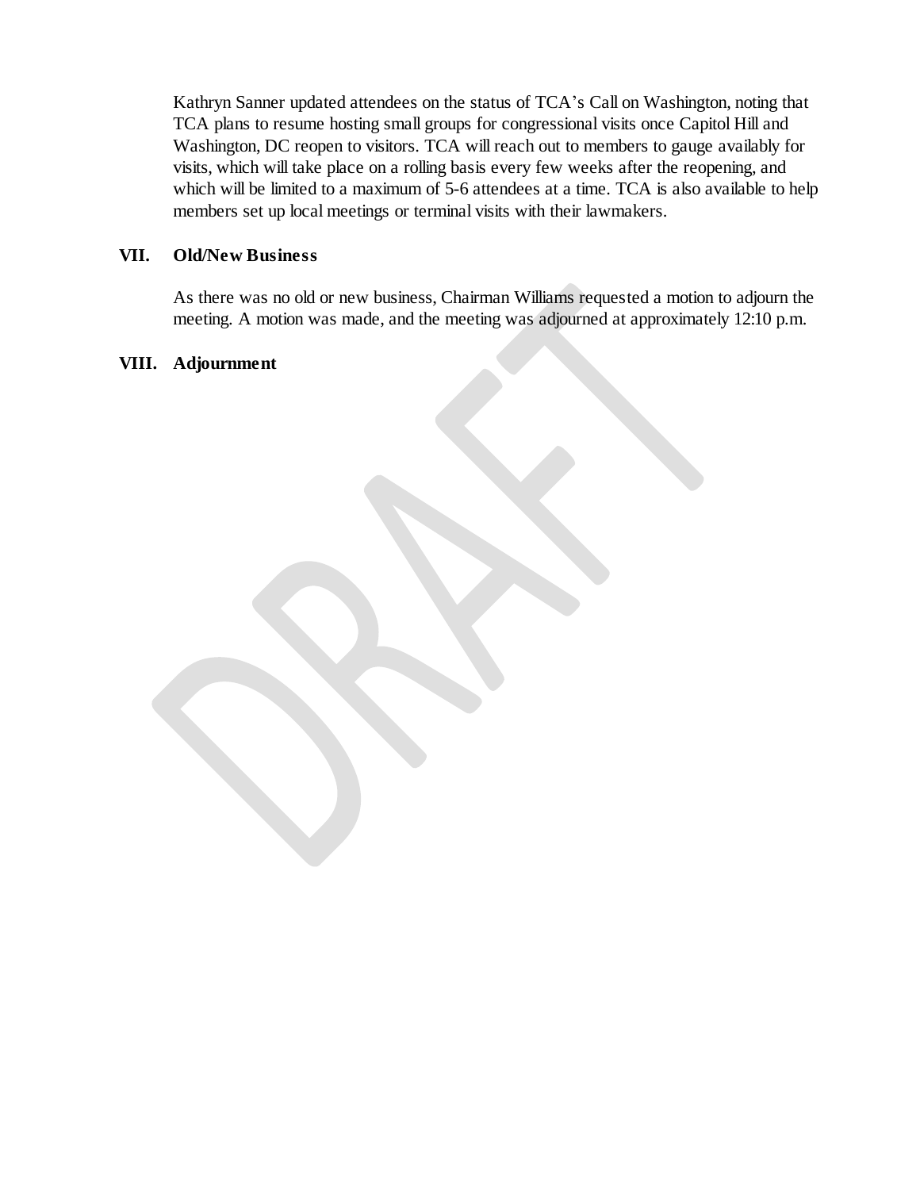Kathryn Sanner updated attendees on the status of TCA's Call on Washington, noting that TCA plans to resume hosting small groups for congressional visits once Capitol Hill and Washington, DC reopen to visitors. TCA will reach out to members to gauge availably for visits, which will take place on a rolling basis every few weeks after the reopening, and which will be limited to a maximum of 5-6 attendees at a time. TCA is also available to help members set up local meetings or terminal visits with their lawmakers.

## VII. Old/New Business

As there was no old or new business, Chairman Williams requested a motion to adjourn the meeting. A motion was made, and the meeting was adjourned at approximately 12:10 p.m.

## VIII. Adjournment